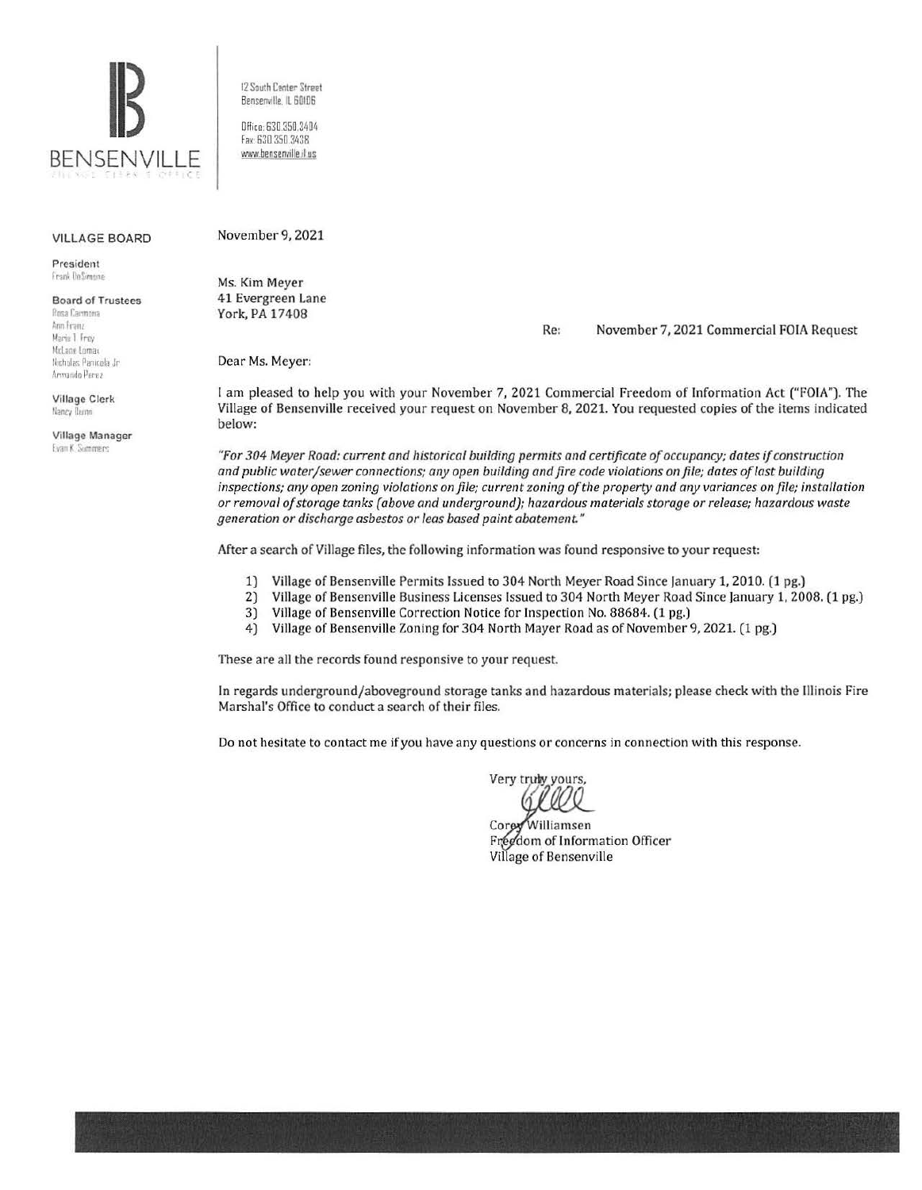# BENSENVILLE

VILLAGE CLERK'S OFFICE

12 South Center Street
Bensenville, IL 60106

Office: 630.350.3404
Fax: 630.350.3438
www.bensenville.il.us

**VILLAGE BOARD**

**President**
Frank DeSimone

**Board of Trustees**
Rosa Carmona
Ann Franz
Marie T. Frey
McLane Lomax
Nicholas Panicola Jr.
Armando Perez

**Village Clerk**
Nancy Dunn

**Village Manager**
Evan K. Summers

November 9, 2021

Ms. Kim Meyer
41 Evergreen Lane
York, PA 17408

Re: November 7, 2021 Commercial FOIA Request

Dear Ms. Meyer:

I am pleased to help you with your November 7, 2021 Commercial Freedom of Information Act ("FOIA"). The Village of Bensenville received your request on November 8, 2021. You requested copies of the items indicated below:

*"For 304 Meyer Road: current and historical building permits and certificate of occupancy; dates if construction and public water/sewer connections; any open building and fire code violations on file; dates of last building inspections; any open zoning violations on file; current zoning of the property and any variances on file; installation or removal of storage tanks (above and underground); hazardous materials storage or release; hazardous waste generation or discharge asbestos or leas based paint abatement."*

After a search of Village files, the following information was found responsive to your request:

1) Village of Bensenville Permits Issued to 304 North Meyer Road Since January 1, 2010. (1 pg.)
2) Village of Bensenville Business Licenses Issued to 304 North Meyer Road Since January 1, 2008. (1 pg.)
3) Village of Bensenville Correction Notice for Inspection No. 88684. (1 pg.)
4) Village of Bensenville Zoning for 304 North Mayer Road as of November 9, 2021. (1 pg.)

These are all the records found responsive to your request.

In regards underground/aboveground storage tanks and hazardous materials; please check with the Illinois Fire Marshal's Office to conduct a search of their files.

Do not hesitate to contact me if you have any questions or concerns in connection with this response.

Very truly yours,

Corey Williamsen
Freedom of Information Officer
Village of Bensenville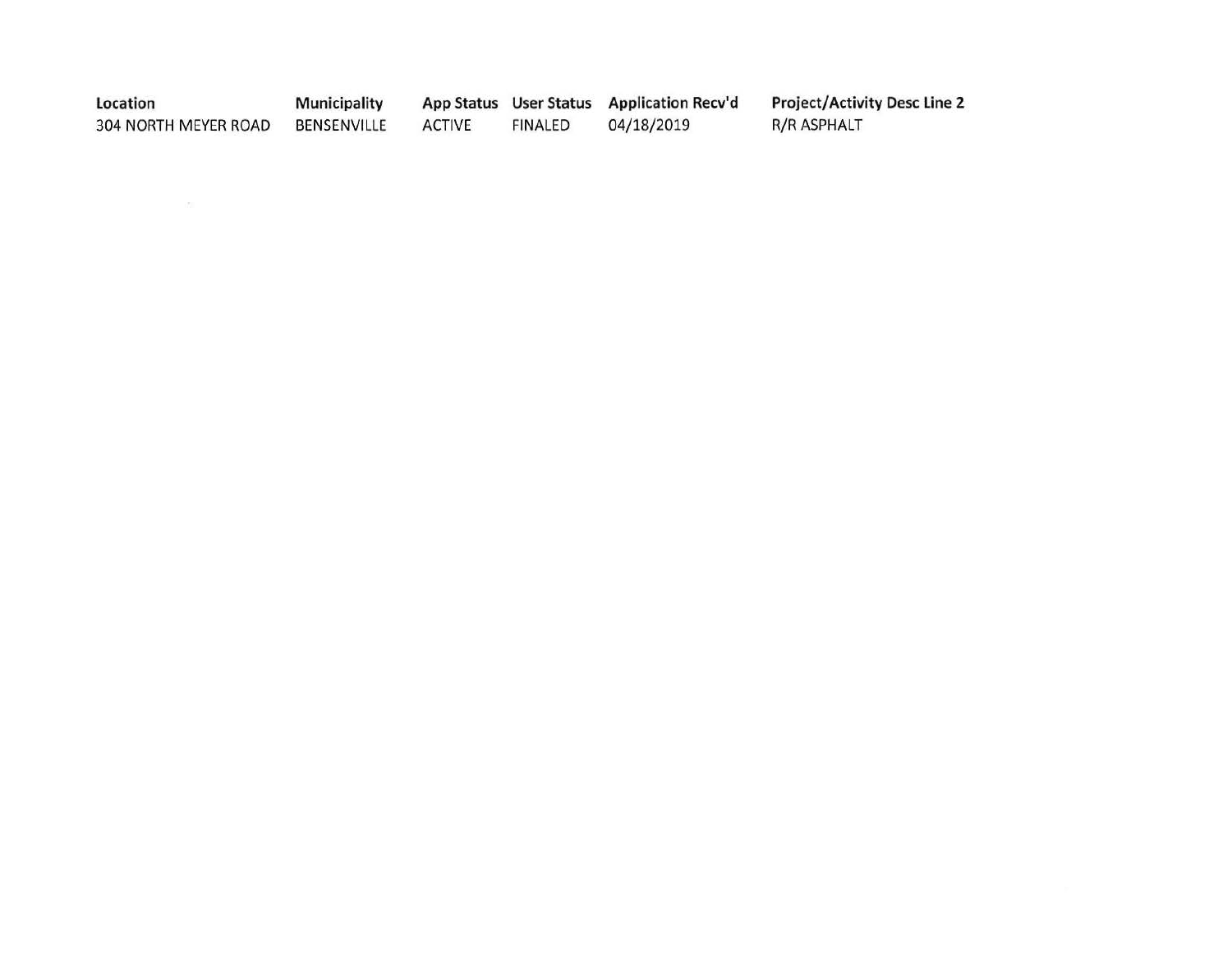| Location | Municipality | App Status | User Status | Application Recv'd | Project/Activity Desc Line 2 |
|---|---|---|---|---|---|
| 304 NORTH MEYER ROAD | BENSENVILLE | ACTIVE | FINALED | 04/18/2019 | R/R ASPHALT |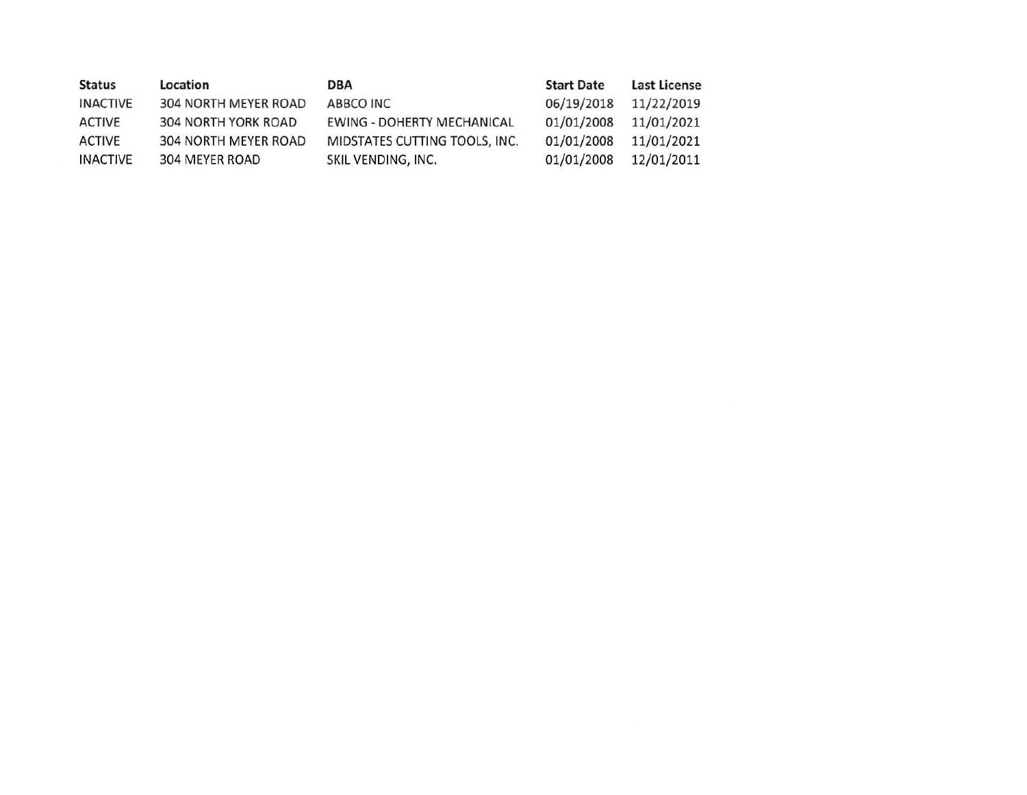| Status | Location | DBA | Start Date | Last License |
|---|---|---|---|---|
| INACTIVE | 304 NORTH MEYER ROAD | ABBCO INC | 06/19/2018 | 11/22/2019 |
| ACTIVE | 304 NORTH YORK ROAD | EWING - DOHERTY MECHANICAL | 01/01/2008 | 11/01/2021 |
| ACTIVE | 304 NORTH MEYER ROAD | MIDSTATES CUTTING TOOLS, INC. | 01/01/2008 | 11/01/2021 |
| INACTIVE | 304 MEYER ROAD | SKIL VENDING, INC. | 01/01/2008 | 12/01/2011 |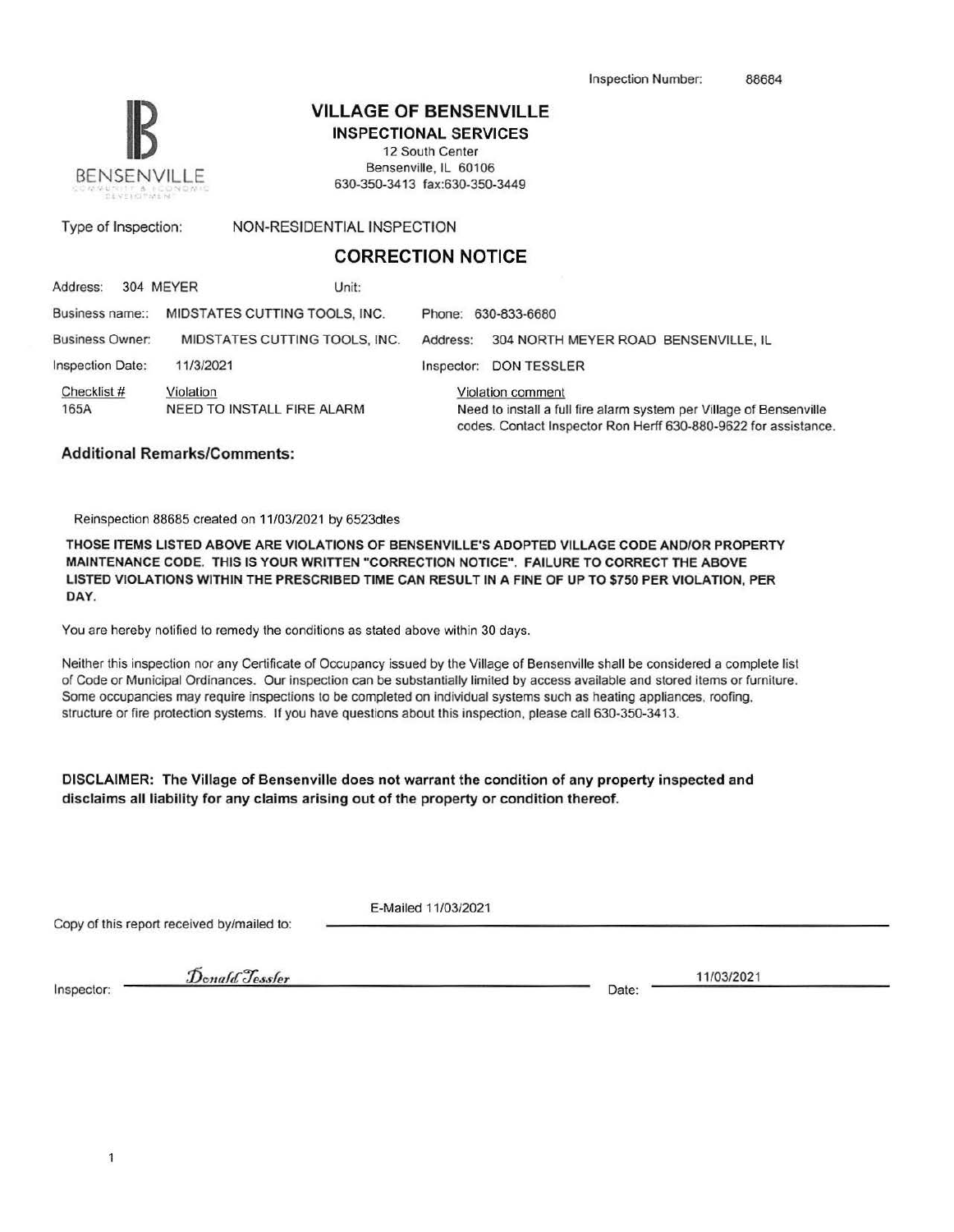Inspection Number: 88684

BENSENVILLE
COMMUNITY & ECONOMIC DEVELOPMENT

## VILLAGE OF BENSENVILLE

### INSPECTIONAL SERVICES

12 South Center
Bensenville, IL 60106
630-350-3413 fax:630-350-3449

Type of Inspection: NON-RESIDENTIAL INSPECTION

## CORRECTION NOTICE

Address: 304 MEYER Unit:

Business name:: MIDSTATES CUTTING TOOLS, INC. Phone: 630-833-6680

Business Owner: MIDSTATES CUTTING TOOLS, INC. Address: 304 NORTH MEYER ROAD BENSENVILLE, IL

Inspection Date: 11/3/2021 Inspector: DON TESSLER

| Checklist # | Violation | Violation comment |
|---|---|---|
| 165A | NEED TO INSTALL FIRE ALARM | Need to install a full fire alarm system per Village of Bensenville codes. Contact Inspector Ron Herff 630-880-9622 for assistance. |

**Additional Remarks/Comments:**

Reinspection 88685 created on 11/03/2021 by 6523dtes

**THOSE ITEMS LISTED ABOVE ARE VIOLATIONS OF BENSENVILLE'S ADOPTED VILLAGE CODE AND/OR PROPERTY MAINTENANCE CODE. THIS IS YOUR WRITTEN "CORRECTION NOTICE". FAILURE TO CORRECT THE ABOVE LISTED VIOLATIONS WITHIN THE PRESCRIBED TIME CAN RESULT IN A FINE OF UP TO $750 PER VIOLATION, PER DAY.**

You are hereby notified to remedy the conditions as stated above within 30 days.

Neither this inspection nor any Certificate of Occupancy issued by the Village of Bensenville shall be considered a complete list of Code or Municipal Ordinances. Our inspection can be substantially limited by access available and stored items or furniture. Some occupancies may require inspections to be completed on individual systems such as heating appliances, roofing, structure or fire protection systems. If you have questions about this inspection, please call 630-350-3413.

**DISCLAIMER: The Village of Bensenville does not warrant the condition of any property inspected and disclaims all liability for any claims arising out of the property or condition thereof.**

Copy of this report received by/mailed to: E-Mailed 11/03/2021

Inspector: *Donald Tessler* Date: 11/03/2021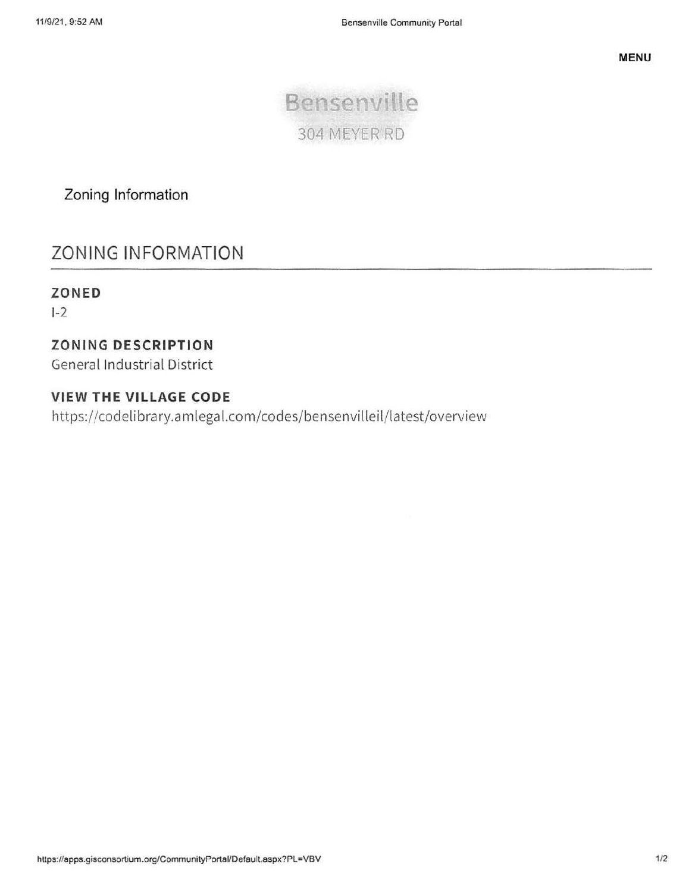MENU

# Bensenville

304 MEYER RD

Zoning Information

## ZONING INFORMATION

**ZONED**

I-2

**ZONING DESCRIPTION**

General Industrial District

**VIEW THE VILLAGE CODE**

https://codelibrary.amlegal.com/codes/bensenvilleil/latest/overview